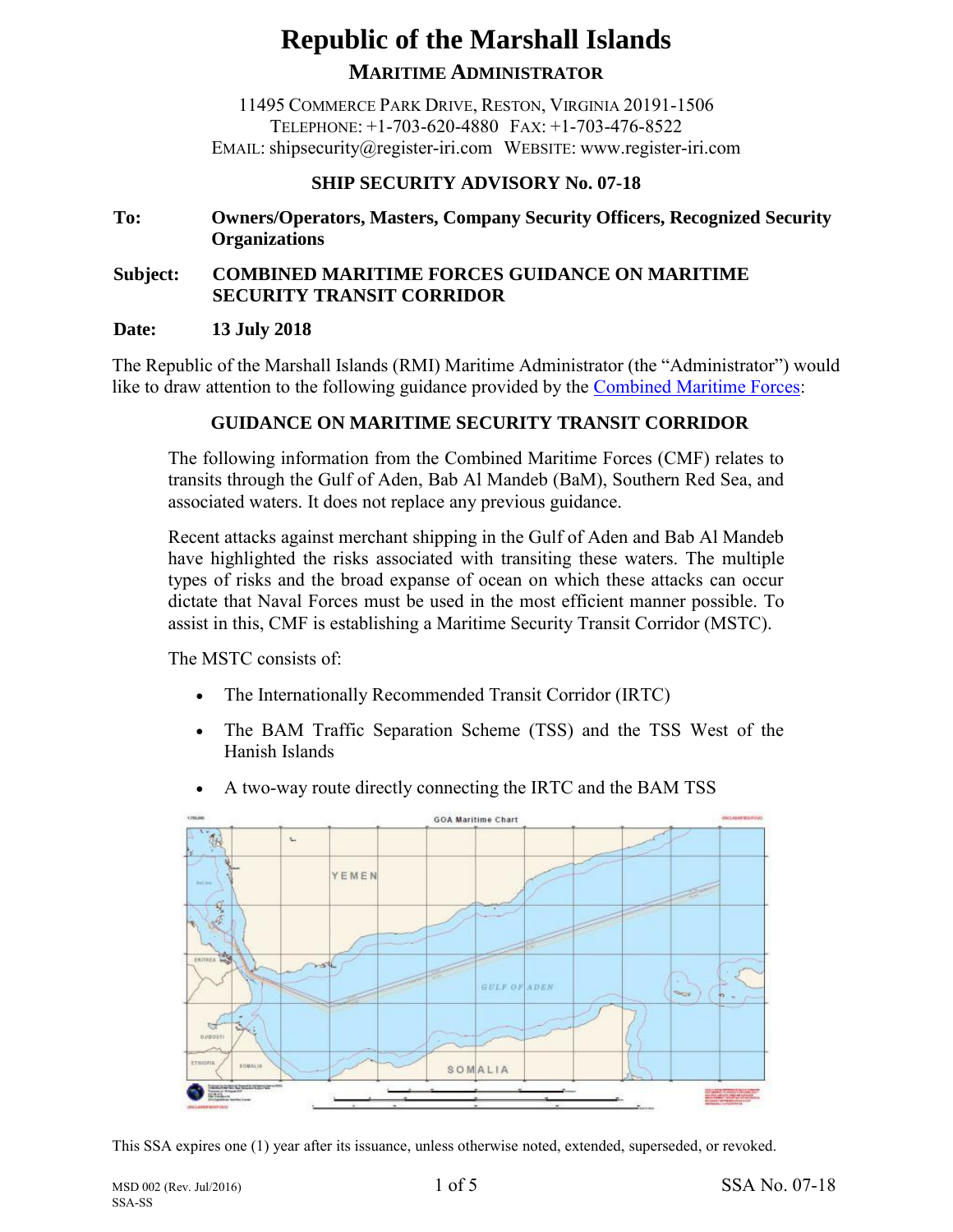# Republic of the Marshall Islands

## MARITIME ADMINISTRATOR

11495 COMMERCE PARK DRIVE, RESTON, VIRGINIA 20191-1506
TELEPHONE: +1-703-620-4880 FAX: +1-703-476-8522
EMAIL: shipsecurity@register-iri.com WEBSITE: www.register-iri.com

### SHIP SECURITY ADVISORY No. 07-18

**To:** **Owners/Operators, Masters, Company Security Officers, Recognized Security Organizations**

**Subject:** **COMBINED MARITIME FORCES GUIDANCE ON MARITIME SECURITY TRANSIT CORRIDOR**

**Date:** **13 July 2018**

The Republic of the Marshall Islands (RMI) Maritime Administrator (the "Administrator") would like to draw attention to the following guidance provided by the Combined Maritime Forces:

### GUIDANCE ON MARITIME SECURITY TRANSIT CORRIDOR

The following information from the Combined Maritime Forces (CMF) relates to transits through the Gulf of Aden, Bab Al Mandeb (BaM), Southern Red Sea, and associated waters. It does not replace any previous guidance.

Recent attacks against merchant shipping in the Gulf of Aden and Bab Al Mandeb have highlighted the risks associated with transiting these waters. The multiple types of risks and the broad expanse of ocean on which these attacks can occur dictate that Naval Forces must be used in the most efficient manner possible. To assist in this, CMF is establishing a Maritime Security Transit Corridor (MSTC).

The MSTC consists of:

- The Internationally Recommended Transit Corridor (IRTC)
- The BAM Traffic Separation Scheme (TSS) and the TSS West of the Hanish Islands
- A two-way route directly connecting the IRTC and the BAM TSS

This SSA expires one (1) year after its issuance, unless otherwise noted, extended, superseded, or revoked.

MSD 002 (Rev. Jul/2016)
SSA-SS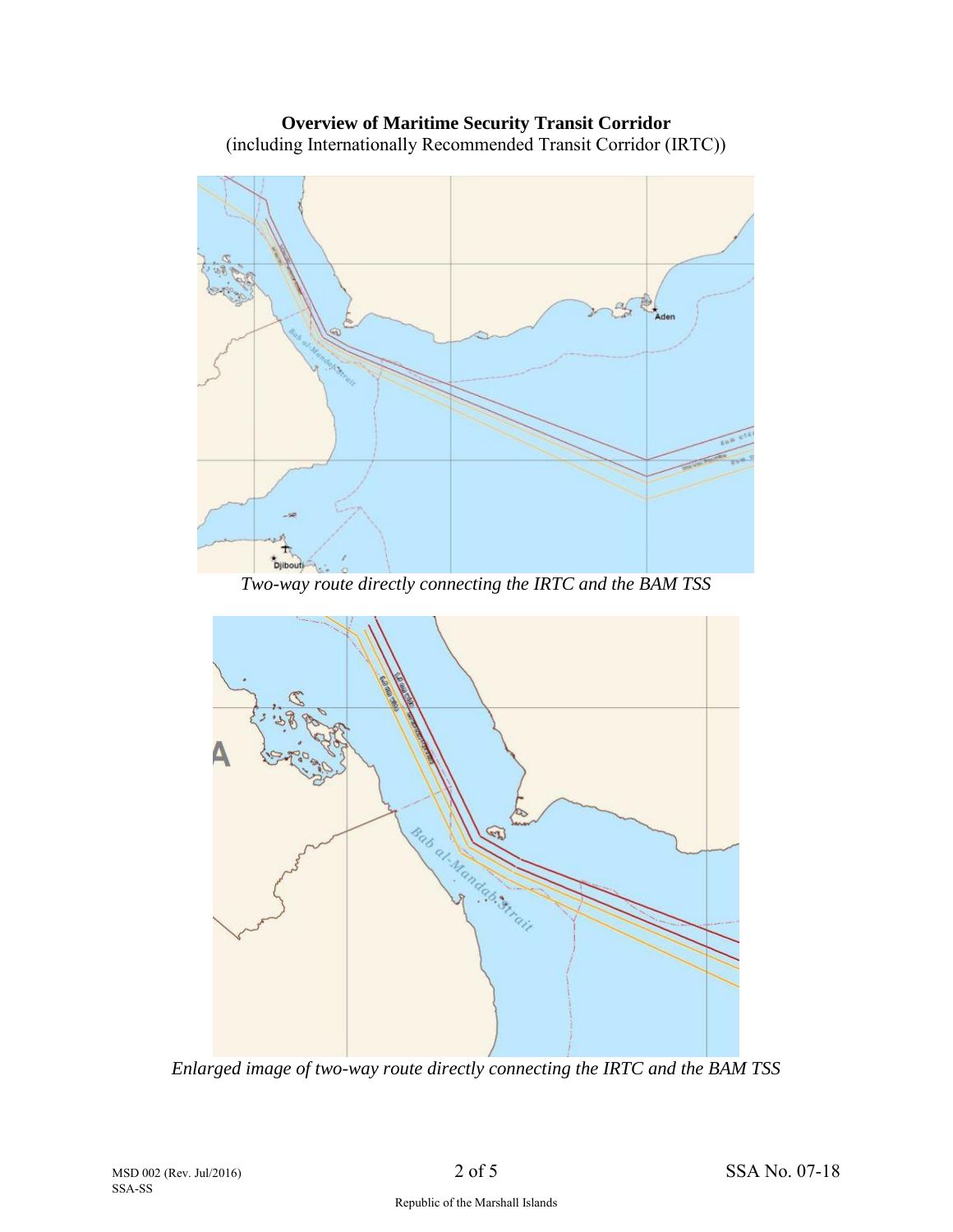**Overview of Maritime Security Transit Corridor**
(including Internationally Recommended Transit Corridor (IRTC))

*Two-way route directly connecting the IRTC and the BAM TSS*

*Enlarged image of two-way route directly connecting the IRTC and the BAM TSS*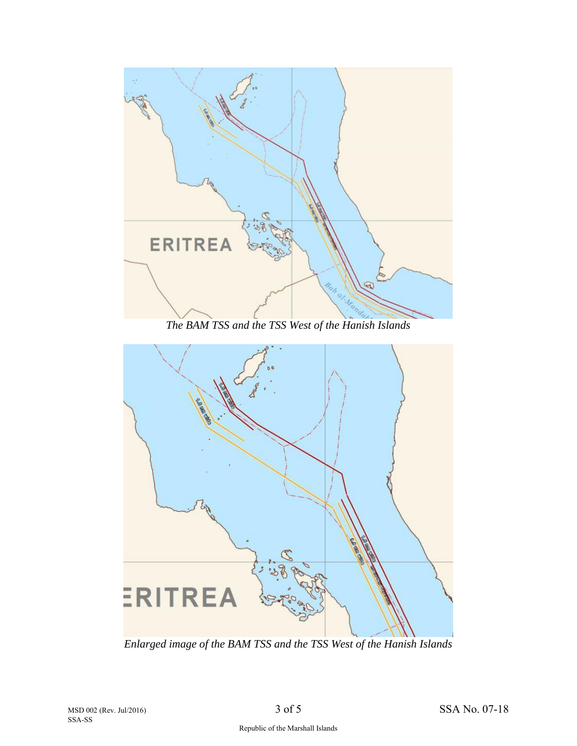*The BAM TSS and the TSS West of the Hanish Islands*

*Enlarged image of the BAM TSS and the TSS West of the Hanish Islands*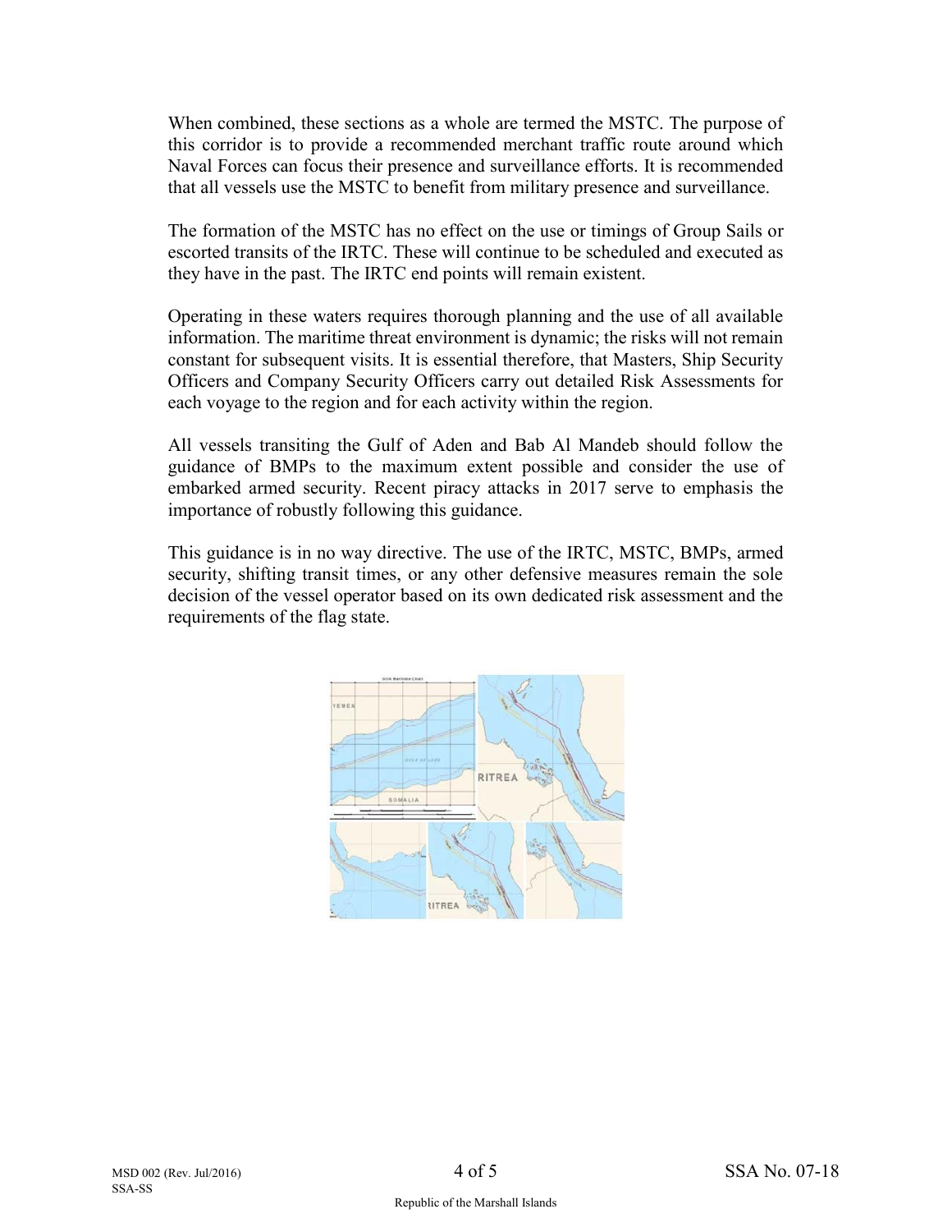When combined, these sections as a whole are termed the MSTC. The purpose of this corridor is to provide a recommended merchant traffic route around which Naval Forces can focus their presence and surveillance efforts. It is recommended that all vessels use the MSTC to benefit from military presence and surveillance.

The formation of the MSTC has no effect on the use or timings of Group Sails or escorted transits of the IRTC. These will continue to be scheduled and executed as they have in the past. The IRTC end points will remain existent.

Operating in these waters requires thorough planning and the use of all available information. The maritime threat environment is dynamic; the risks will not remain constant for subsequent visits. It is essential therefore, that Masters, Ship Security Officers and Company Security Officers carry out detailed Risk Assessments for each voyage to the region and for each activity within the region.

All vessels transiting the Gulf of Aden and Bab Al Mandeb should follow the guidance of BMPs to the maximum extent possible and consider the use of embarked armed security. Recent piracy attacks in 2017 serve to emphasis the importance of robustly following this guidance.

This guidance is in no way directive. The use of the IRTC, MSTC, BMPs, armed security, shifting transit times, or any other defensive measures remain the sole decision of the vessel operator based on its own dedicated risk assessment and the requirements of the flag state.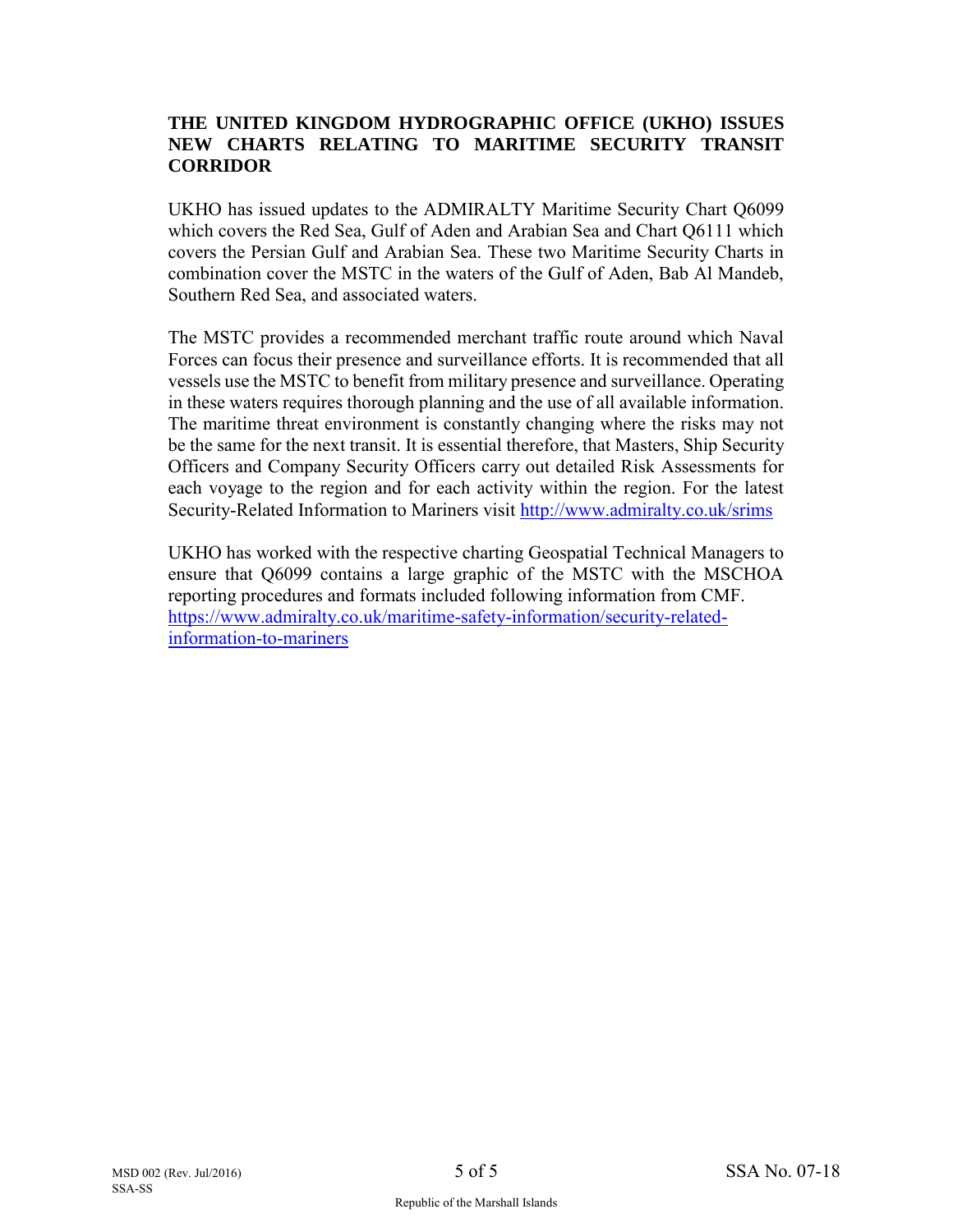**THE UNITED KINGDOM HYDROGRAPHIC OFFICE (UKHO) ISSUES NEW CHARTS RELATING TO MARITIME SECURITY TRANSIT CORRIDOR**

UKHO has issued updates to the ADMIRALTY Maritime Security Chart Q6099 which covers the Red Sea, Gulf of Aden and Arabian Sea and Chart Q6111 which covers the Persian Gulf and Arabian Sea. These two Maritime Security Charts in combination cover the MSTC in the waters of the Gulf of Aden, Bab Al Mandeb, Southern Red Sea, and associated waters.

The MSTC provides a recommended merchant traffic route around which Naval Forces can focus their presence and surveillance efforts. It is recommended that all vessels use the MSTC to benefit from military presence and surveillance. Operating in these waters requires thorough planning and the use of all available information. The maritime threat environment is constantly changing where the risks may not be the same for the next transit. It is essential therefore, that Masters, Ship Security Officers and Company Security Officers carry out detailed Risk Assessments for each voyage to the region and for each activity within the region. For the latest Security-Related Information to Mariners visit [http://www.admiralty.co.uk/srims](http://www.admiralty.co.uk/srims)

UKHO has worked with the respective charting Geospatial Technical Managers to ensure that Q6099 contains a large graphic of the MSTC with the MSCHOA reporting procedures and formats included following information from CMF.
[https://www.admiralty.co.uk/maritime-safety-information/security-related-information-to-mariners](https://www.admiralty.co.uk/maritime-safety-information/security-related-information-to-mariners)